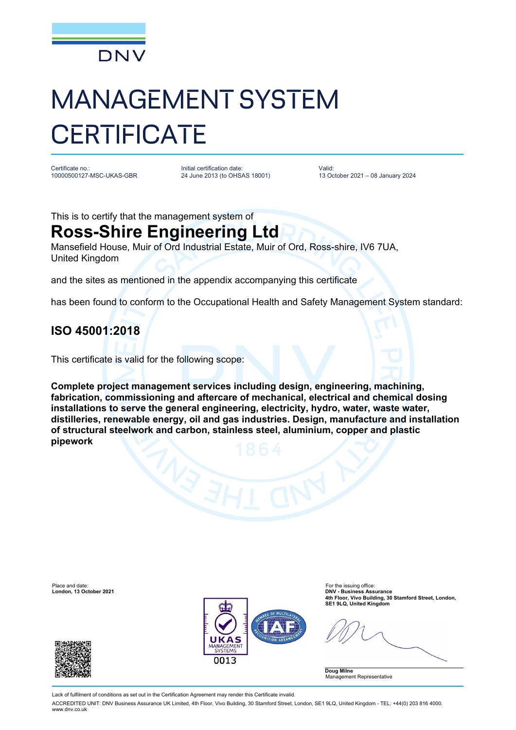DNV

# MANAGEMENT SYSTEM CERTIFICATE

Certificate no.:
10000500127-MSC-UKAS-GBR

Initial certification date:
24 June 2013 (to OHSAS 18001)

Valid:
13 October 2021 – 08 January 2024

This is to certify that the management system of

## Ross-Shire Engineering Ltd

Mansefield House, Muir of Ord Industrial Estate, Muir of Ord, Ross-shire, IV6 7UA, United Kingdom

and the sites as mentioned in the appendix accompanying this certificate

has been found to conform to the Occupational Health and Safety Management System standard:

## ISO 45001:2018

This certificate is valid for the following scope:

**Complete project management services including design, engineering, machining, fabrication, commissioning and aftercare of mechanical, electrical and chemical dosing installations to serve the general engineering, electricity, hydro, water, waste water, distilleries, renewable energy, oil and gas industries. Design, manufacture and installation of structural steelwork and carbon, stainless steel, aluminium, copper and plastic pipework**

Place and date:
**London, 13 October 2021**

UKAS MANAGEMENT SYSTEMS 0013

For the issuing office:
**DNV - Business Assurance**
**4th Floor, Vivo Building, 30 Stamford Street, London, SE1 9LQ, United Kingdom**

**Doug Milne**
Management Representative

Lack of fulfilment of conditions as set out in the Certification Agreement may render this Certificate invalid.

ACCREDITED UNIT: DNV Business Assurance UK Limited, 4th Floor, Vivo Building, 30 Stamford Street, London, SE1 9LQ, United Kingdom - TEL: +44(0) 203 816 4000. www.dnv.co.uk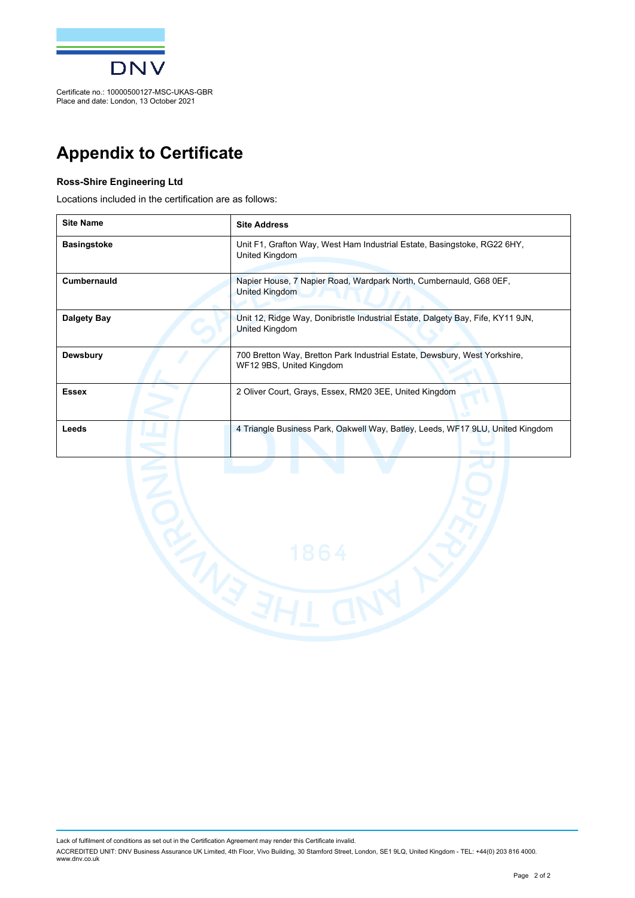Certificate no.: 10000500127-MSC-UKAS-GBR
Place and date: London, 13 October 2021

# Appendix to Certificate

**Ross-Shire Engineering Ltd**

Locations included in the certification are as follows:

| Site Name | Site Address |
|---|---|
| **Basingstoke** | Unit F1, Grafton Way, West Ham Industrial Estate, Basingstoke, RG22 6HY, United Kingdom |
| **Cumbernauld** | Napier House, 7 Napier Road, Wardpark North, Cumbernauld, G68 0EF, United Kingdom |
| **Dalgety Bay** | Unit 12, Ridge Way, Donibristle Industrial Estate, Dalgety Bay, Fife, KY11 9JN, United Kingdom |
| **Dewsbury** | 700 Bretton Way, Bretton Park Industrial Estate, Dewsbury, West Yorkshire, WF12 9BS, United Kingdom |
| **Essex** | 2 Oliver Court, Grays, Essex, RM20 3EE, United Kingdom |
| **Leeds** | 4 Triangle Business Park, Oakwell Way, Batley, Leeds, WF17 9LU, United Kingdom |

Lack of fulfilment of conditions as set out in the Certification Agreement may render this Certificate invalid.

ACCREDITED UNIT: DNV Business Assurance UK Limited, 4th Floor, Vivo Building, 30 Stamford Street, London, SE1 9LQ, United Kingdom - TEL: +44(0) 203 816 4000. www.dnv.co.uk